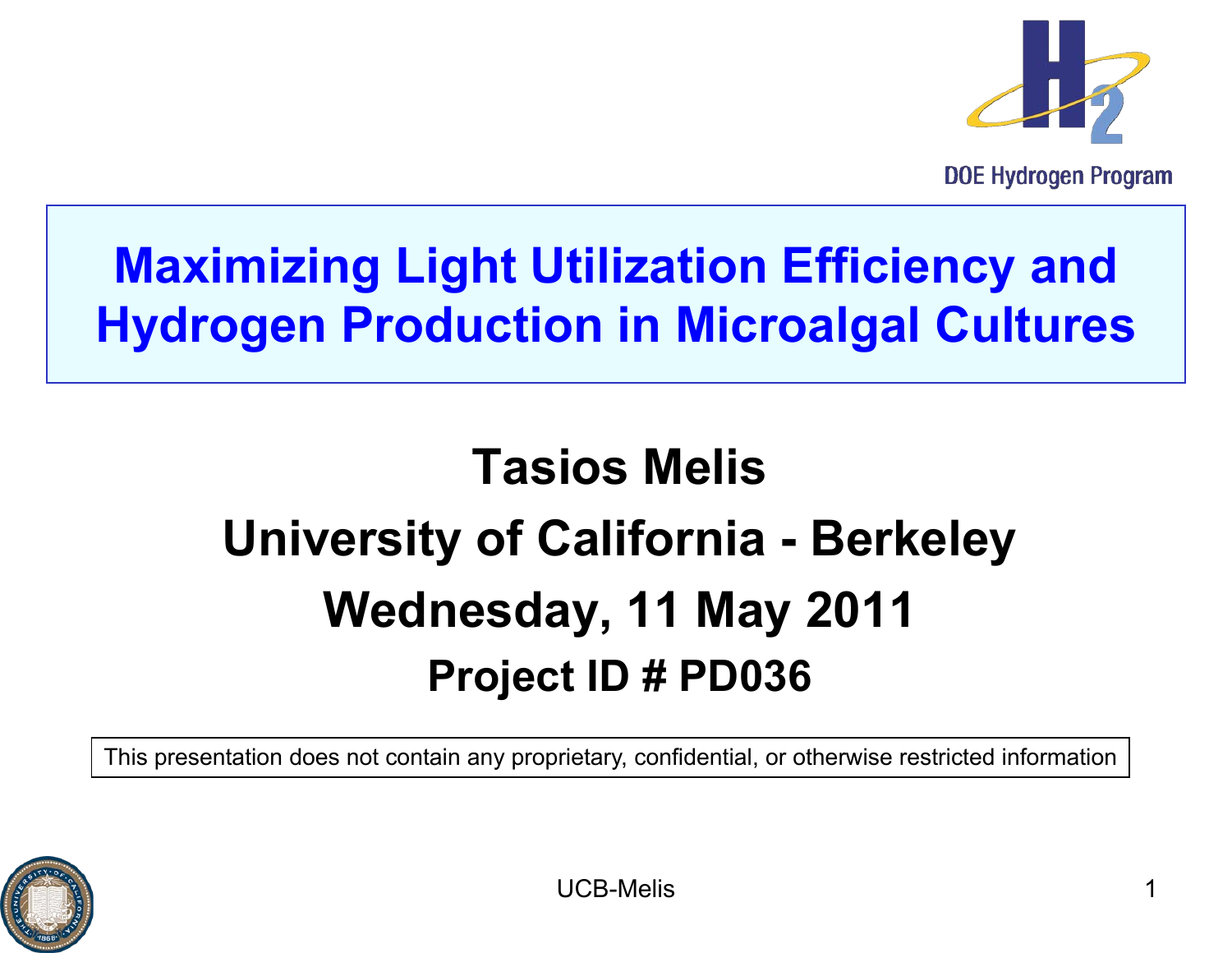# Maximizing Light Utilization Efficiency and Hydrogen Production in Microalgal Cultures

**Tasios Melis**

**University of California - Berkeley**

**Wednesday, 11 May 2011**

**Project ID # PD036**

This presentation does not contain any proprietary, confidential, or otherwise restricted information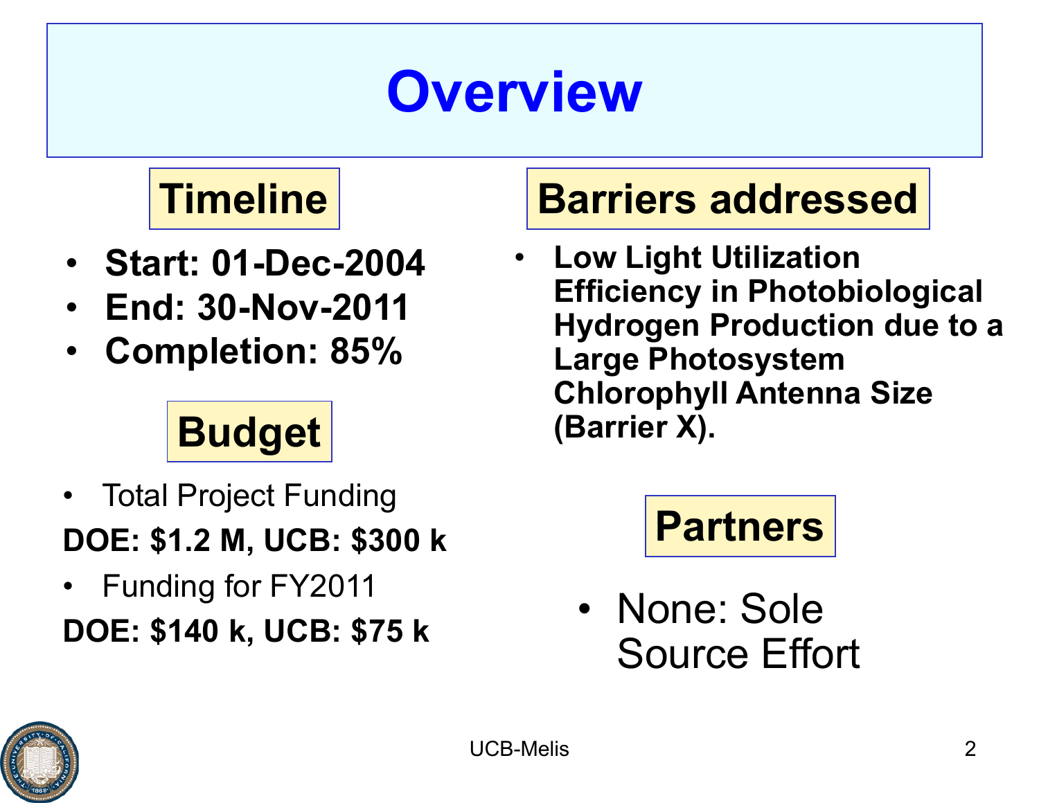# Overview

## Timeline

- **Start: 01-Dec-2004**
- **End: 30-Nov-2011**
- **Completion: 85%**

## Budget

- Total Project Funding

**DOE: $1.2 M, UCB: $300 k**

- Funding for FY2011

**DOE: $140 k, UCB: $75 k**

## Barriers addressed

- **Low Light Utilization Efficiency in Photobiological Hydrogen Production due to a Large Photosystem Chlorophyll Antenna Size (Barrier X).**

## Partners

- None: Sole Source Effort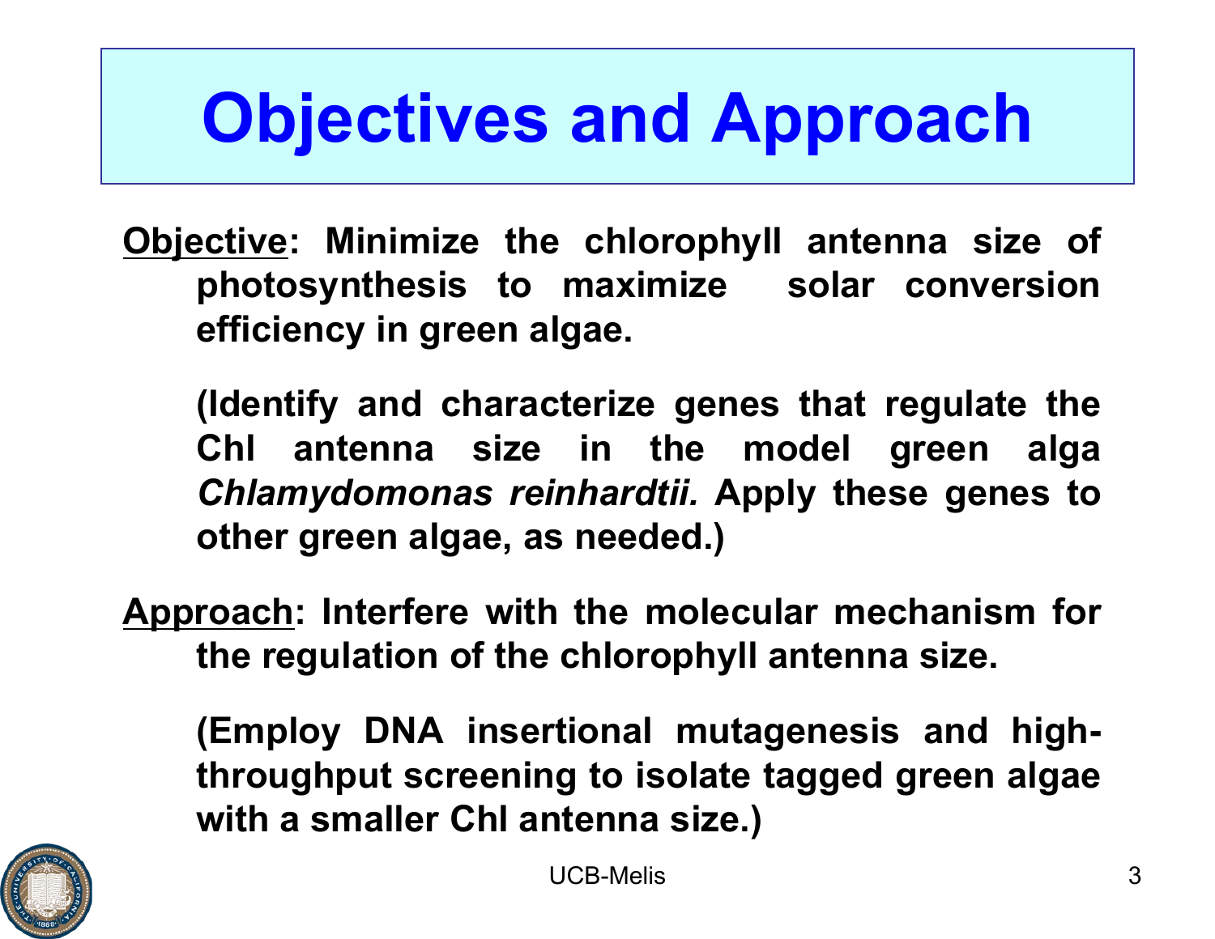# Objectives and Approach

**Objective: Minimize the chlorophyll antenna size of photosynthesis to maximize solar conversion efficiency in green algae.**

**(Identify and characterize genes that regulate the Chl antenna size in the model green alga *Chlamydomonas reinhardtii.* Apply these genes to other green algae, as needed.)**

**Approach: Interfere with the molecular mechanism for the regulation of the chlorophyll antenna size.**

**(Employ DNA insertional mutagenesis and high-throughput screening to isolate tagged green algae with a smaller Chl antenna size.)**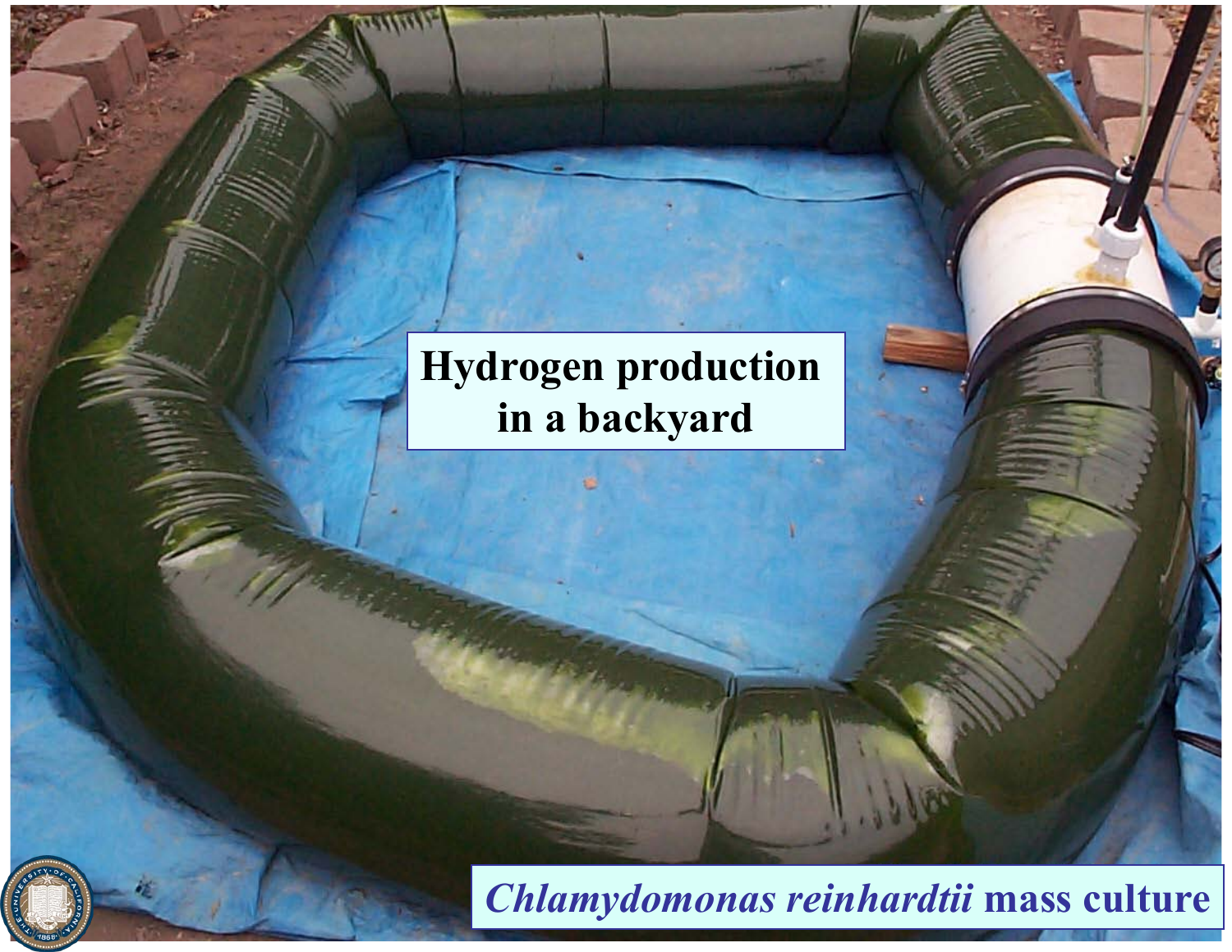Hydrogen production in a backyard

*Chlamydomonas reinhardtii* mass culture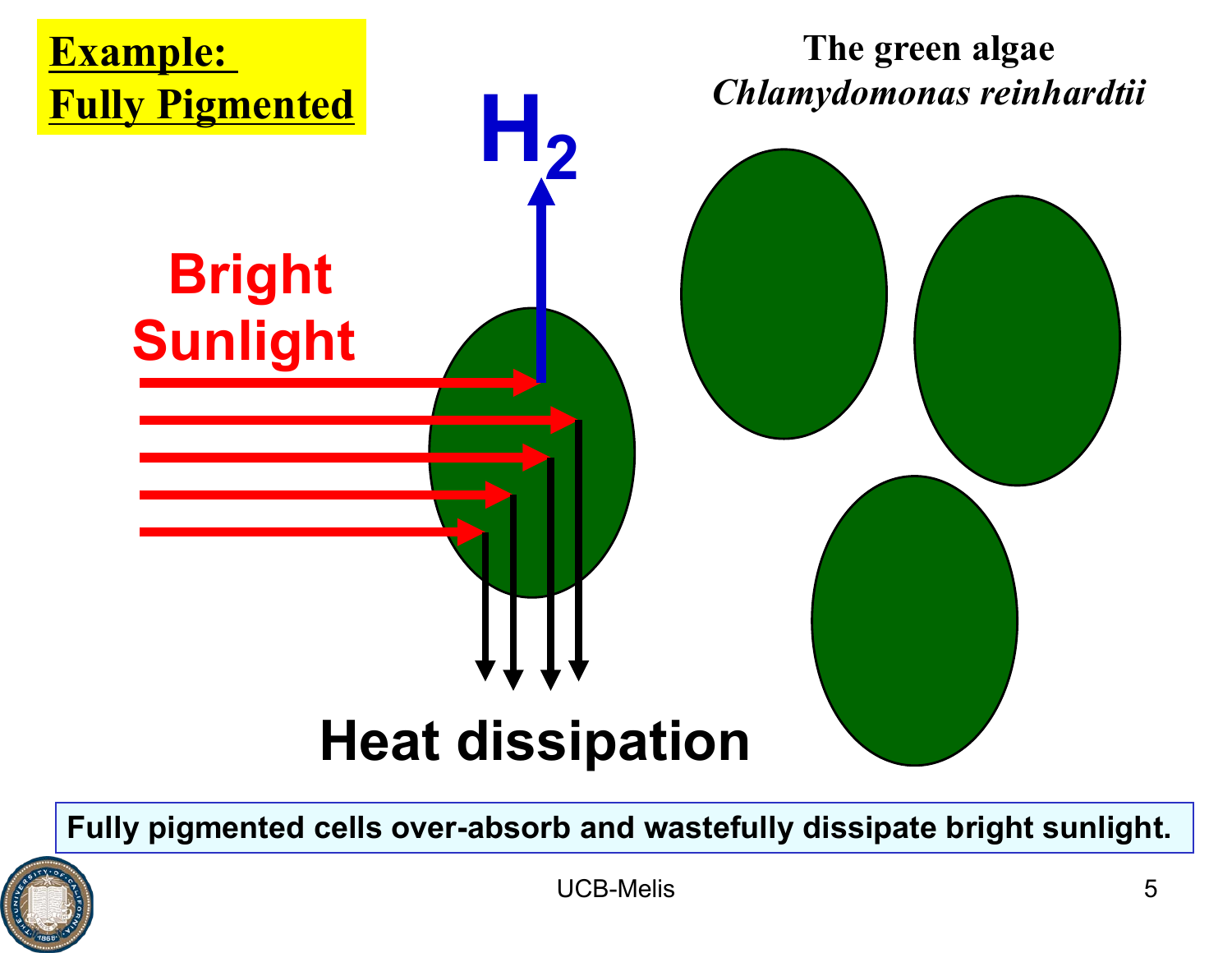## **Example: Fully Pigmented**

**The green algae *Chlamydomonas reinhardtii***

$H_2$

**Bright Sunlight**

**Heat dissipation**

**Fully pigmented cells over-absorb and wastefully dissipate bright sunlight.**

UCB-Melis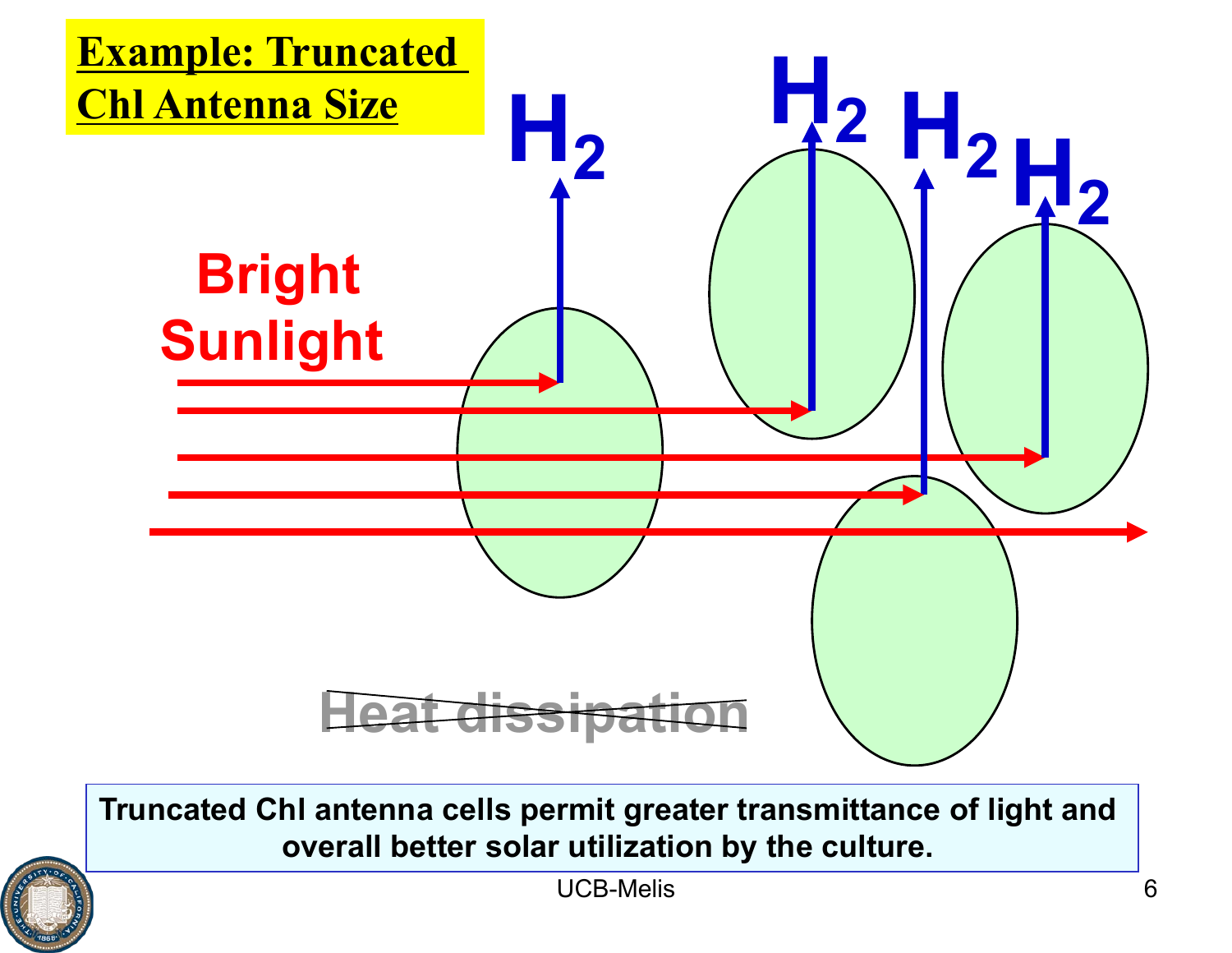# Example: Truncated Chl Antenna Size

Bright Sunlight

$H_2$ $H_2$ $H_2$ $H_2$

~~Heat dissipation~~

**Truncated Chl antenna cells permit greater transmittance of light and overall better solar utilization by the culture.**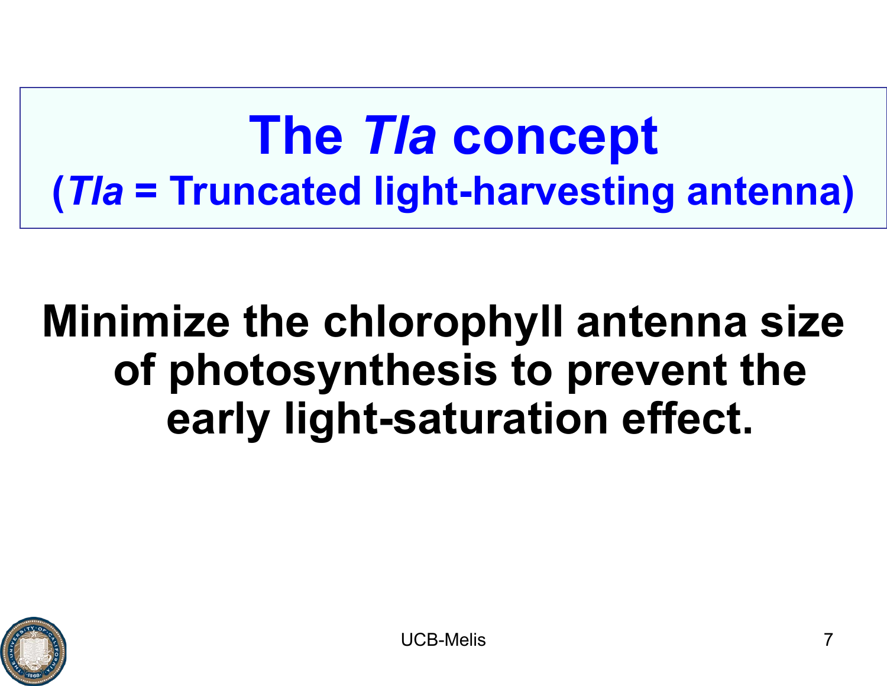# The *Tla* concept

## (*Tla* = Truncated light-harvesting antenna)

**Minimize the chlorophyll antenna size of photosynthesis to prevent the early light-saturation effect.**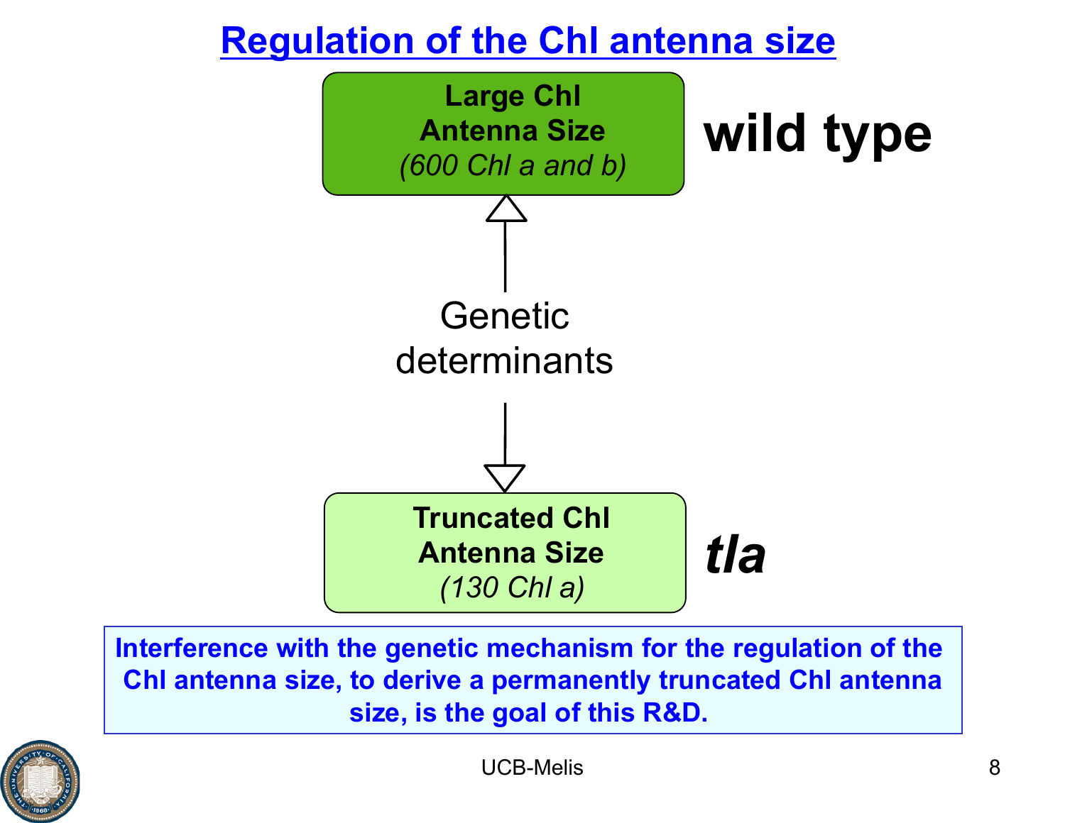# Regulation of the Chl antenna size

**Large Chl Antenna Size**
*(600 Chl a and b)*

**wild type**

Genetic determinants

**Truncated Chl Antenna Size**
*(130 Chl a)*

***tla***

**Interference with the genetic mechanism for the regulation of the Chl antenna size, to derive a permanently truncated Chl antenna size, is the goal of this R&D.**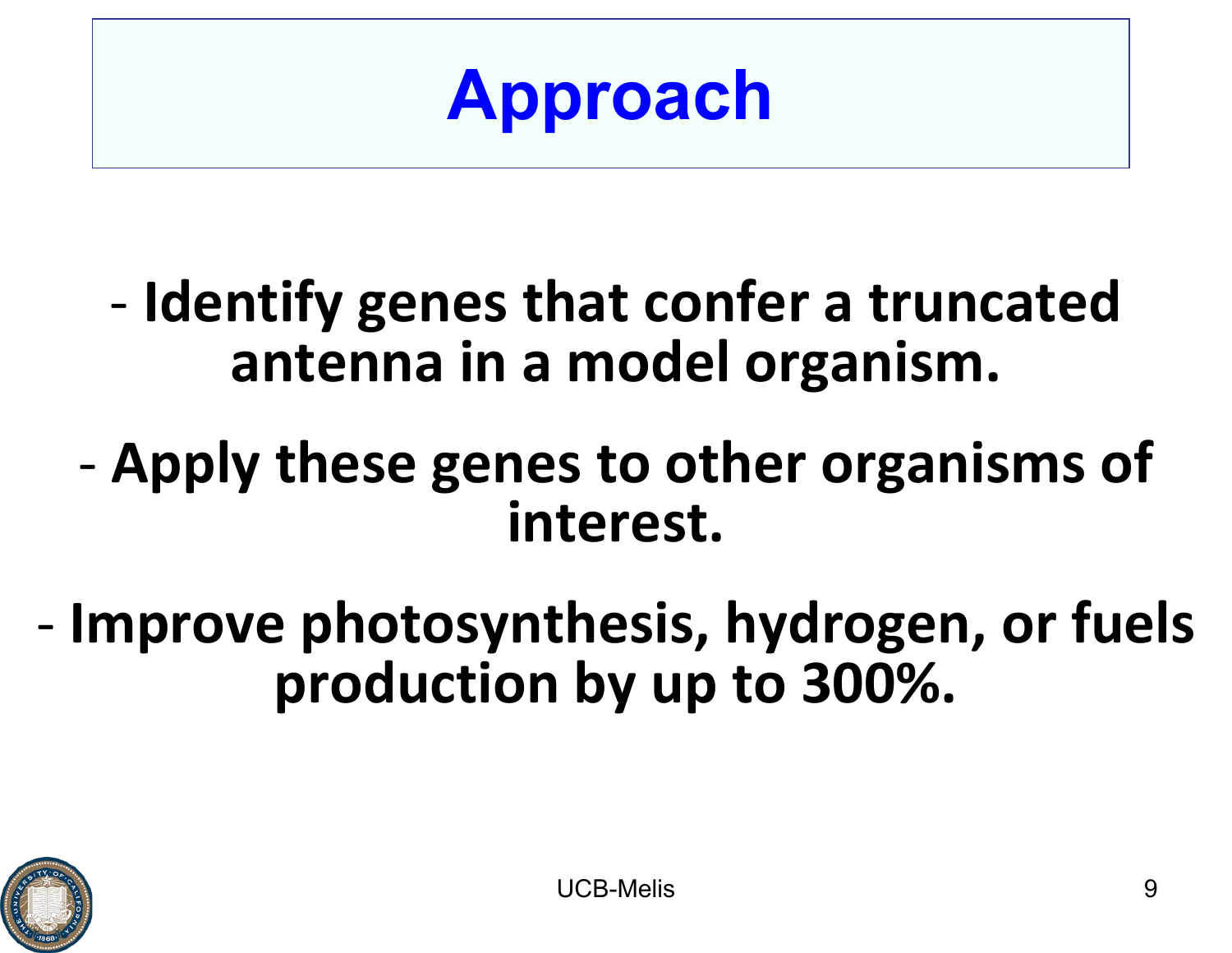# Approach

- **Identify genes that confer a truncated antenna in a model organism.**

- **Apply these genes to other organisms of interest.**

- **Improve photosynthesis, hydrogen, or fuels production by up to 300%.**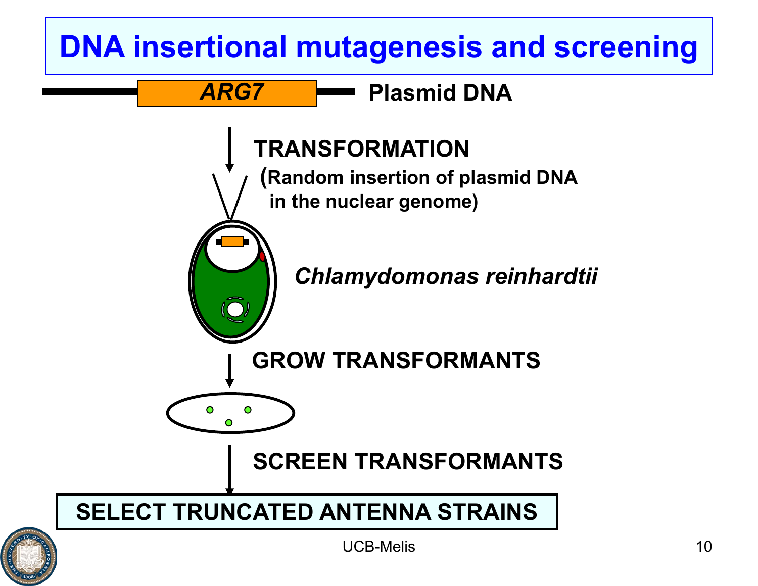# DNA insertional mutagenesis and screening

*ARG7* — Plasmid DNA

TRANSFORMATION

(Random insertion of plasmid DNA in the nuclear genome)

*Chlamydomonas reinhardtii*

GROW TRANSFORMANTS

SCREEN TRANSFORMANTS

**SELECT TRUNCATED ANTENNA STRAINS**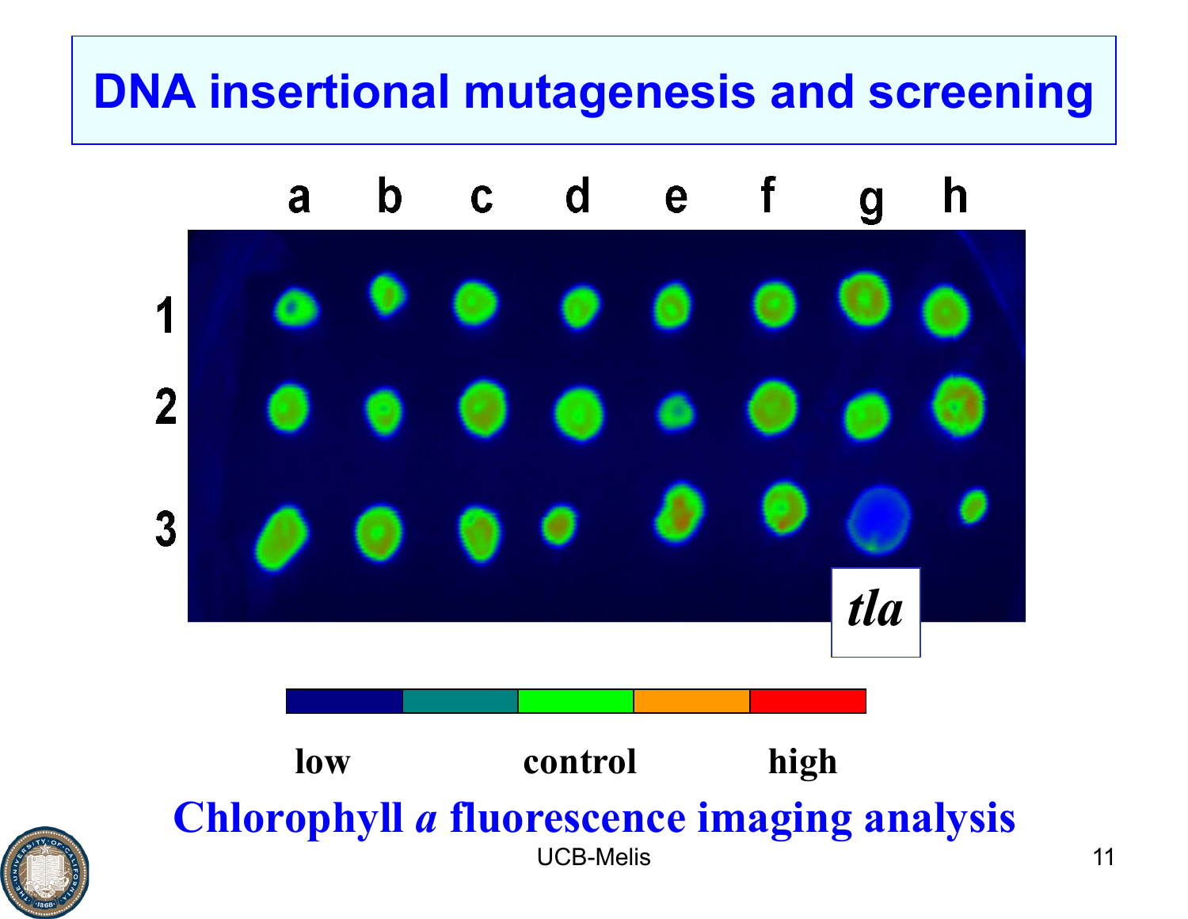# DNA insertional mutagenesis and screening

|   | a | b | c | d | e | f | g | h |
|---|---|---|---|---|---|---|---|---|
| 1 | | | | | | | | |
| 2 | | | | | | | | |
| 3 | | | | | | | *tla* | |

low control high

**Chlorophyll *a* fluorescence imaging analysis**

UCB-Melis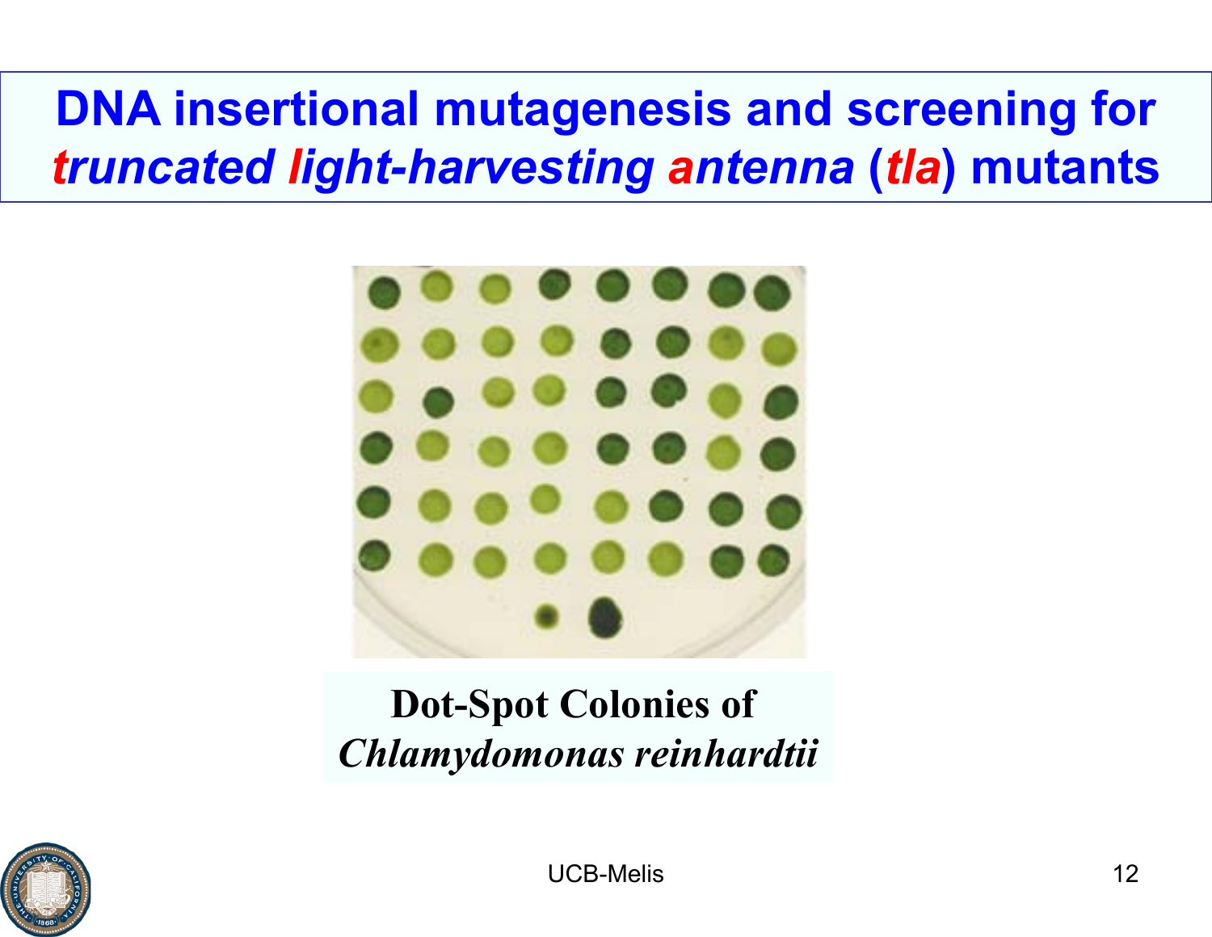# DNA insertional mutagenesis and screening for *truncated light-harvesting antenna* (*tla*) mutants

**Dot-Spot Colonies of**
***Chlamydomonas reinhardtii***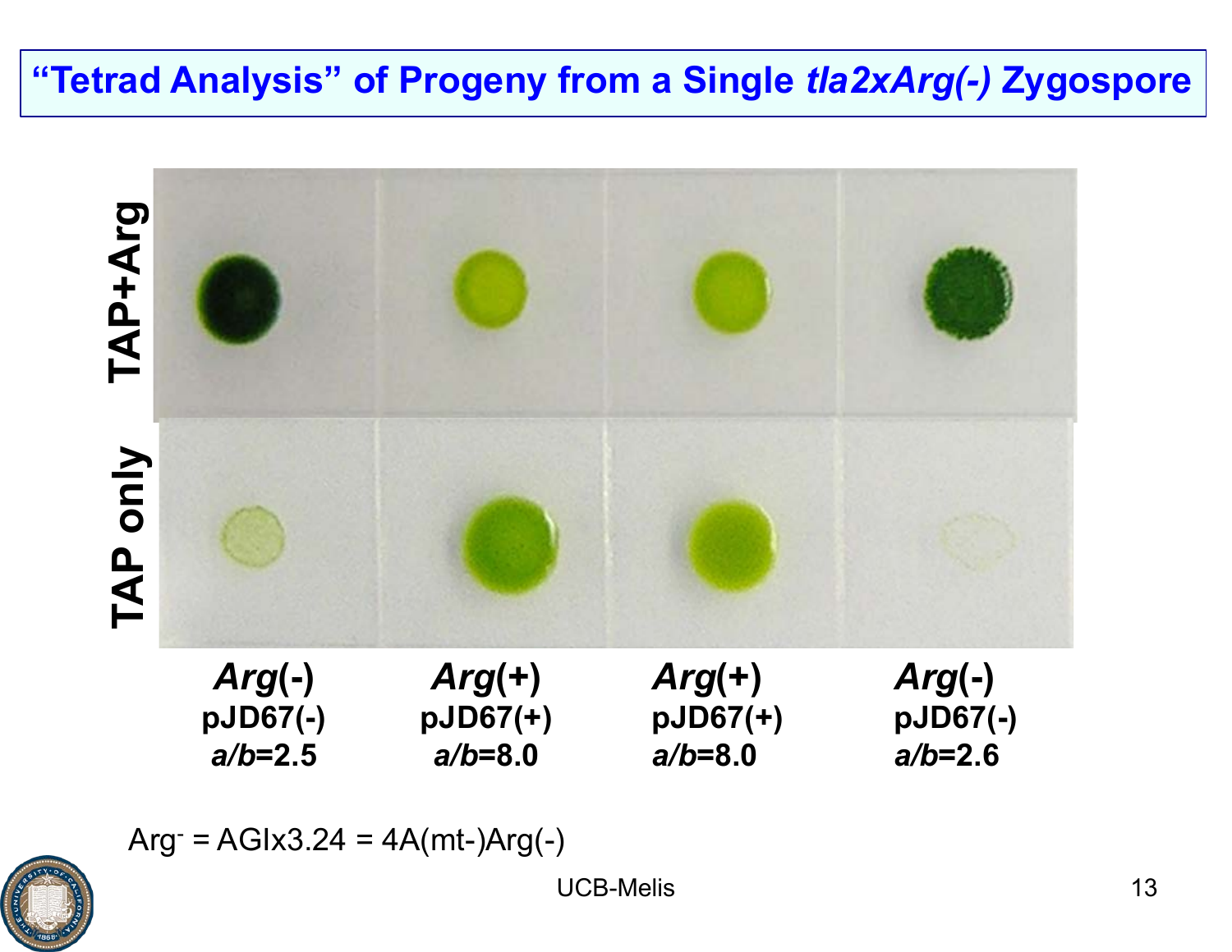# "Tetrad Analysis" of Progeny from a Single *tla2xArg(-)* Zygospore

TAP+Arg

TAP only

| *Arg*(-) | *Arg*(+) | *Arg*(+) | *Arg*(-) |
|---|---|---|---|
| pJD67(-) | pJD67(+) | pJD67(+) | pJD67(-) |
| *a/b*=2.5 | *a/b*=8.0 | *a/b*=8.0 | *a/b*=2.6 |

$Arg^-$ = AGIx3.24 = 4A(mt-)Arg(-)

UCB-Melis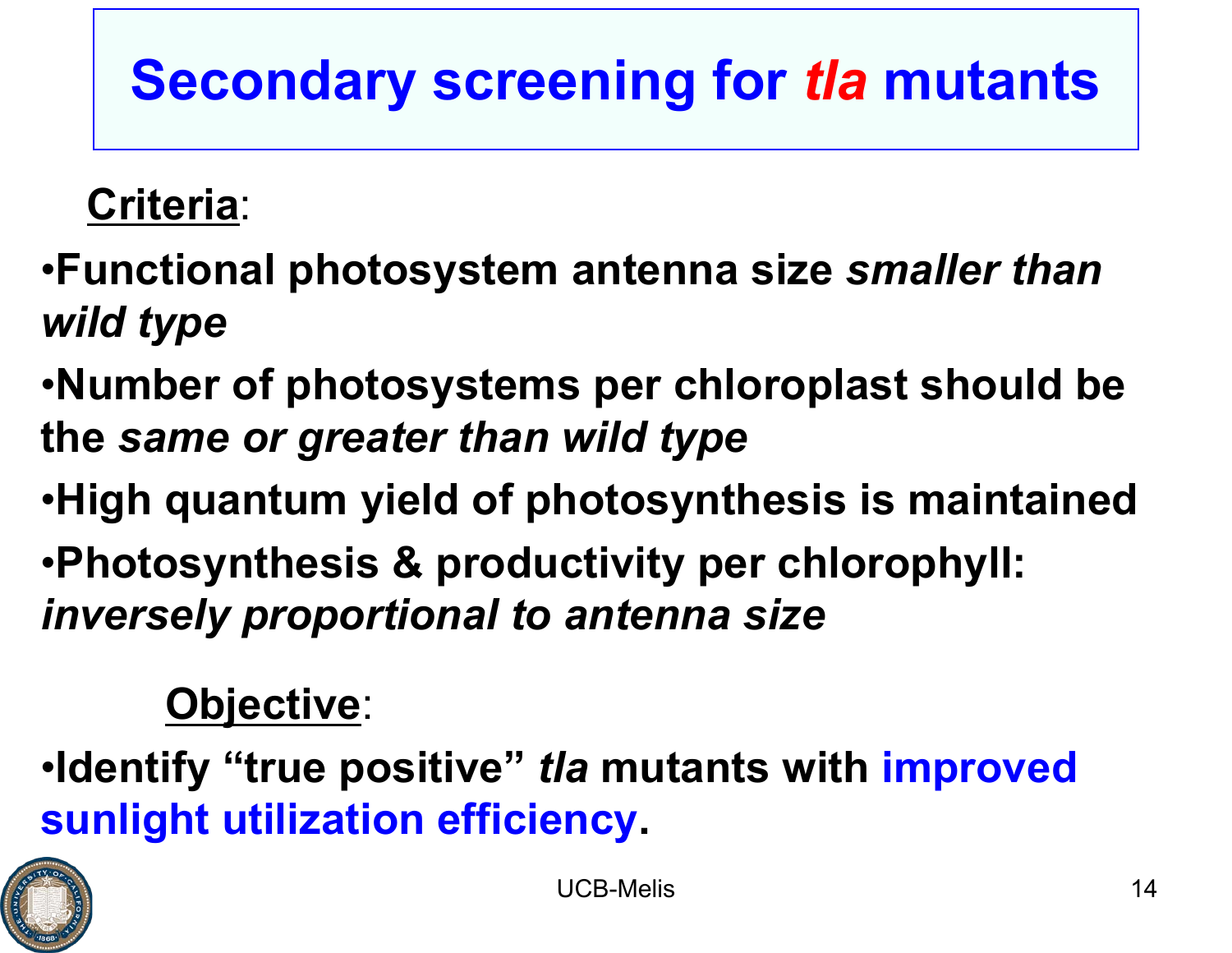# Secondary screening for *tla* mutants

**Criteria**:

- **Functional photosystem antenna size *smaller than wild type***
- **Number of photosystems per chloroplast should be the *same or greater than wild type***
- **High quantum yield of photosynthesis is maintained**
- **Photosynthesis & productivity per chlorophyll: *inversely proportional to antenna size***

**Objective**:

- **Identify "true positive" *tla* mutants with improved sunlight utilization efficiency.**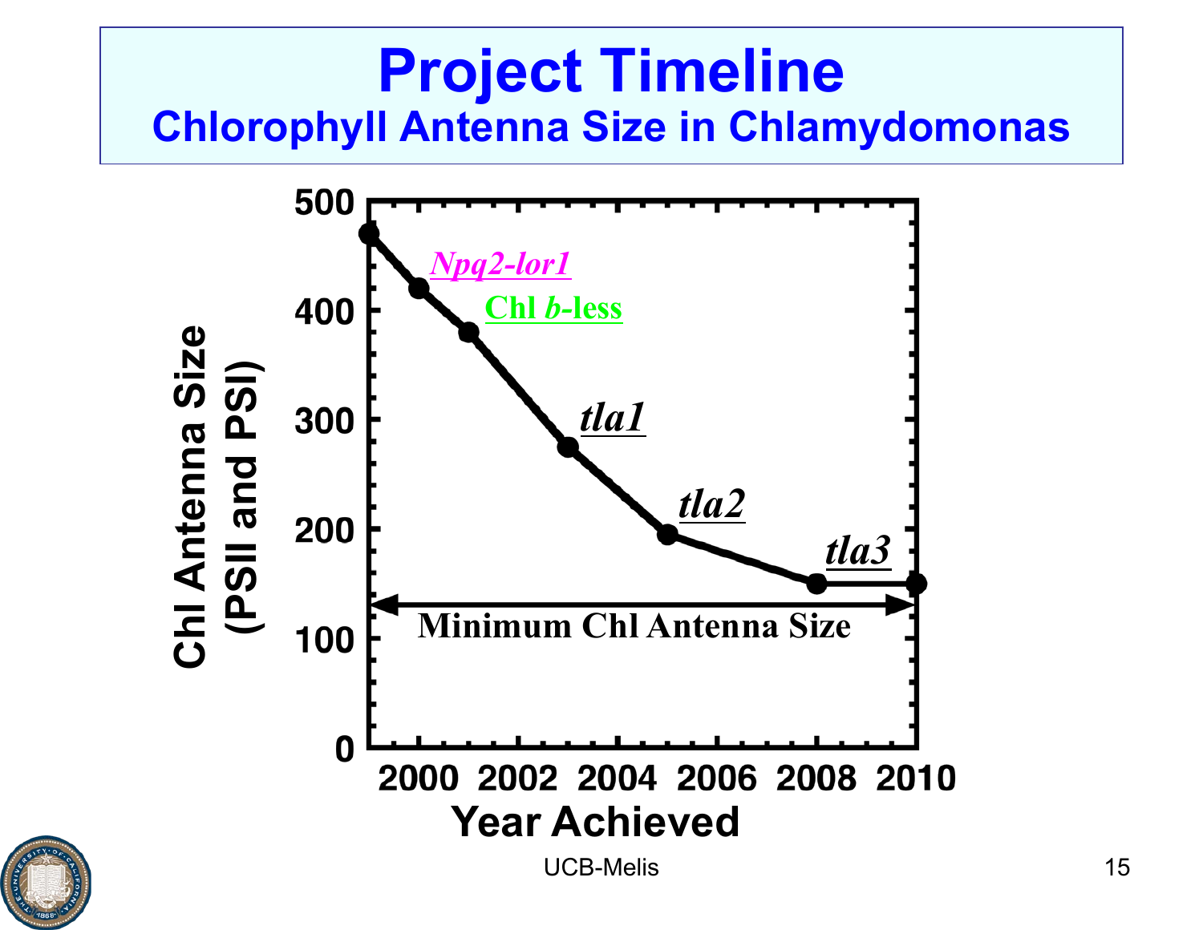# Project Timeline

## Chlorophyll Antenna Size in Chlamydomonas

Chl Antenna Size (PSII and PSI)

*Npq2-lor1*

Chl *b*-less

*tla1*

*tla2*

*tla3*

Minimum Chl Antenna Size

Year Achieved

UCB-Melis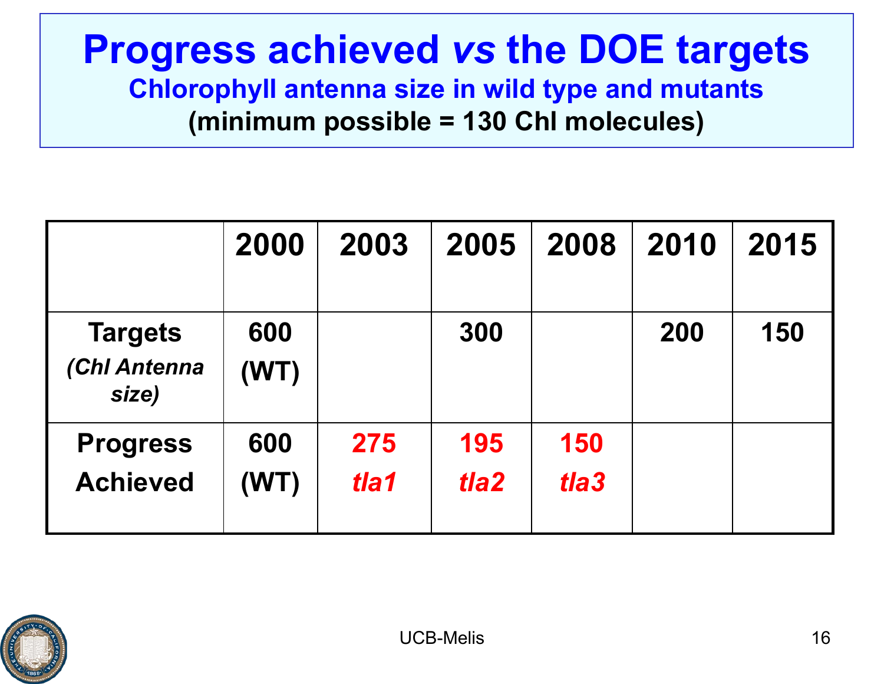# Progress achieved *vs* the DOE targets

## Chlorophyll antenna size in wild type and mutants

**(minimum possible = 130 Chl molecules)**

| | 2000 | 2003 | 2005 | 2008 | 2010 | 2015 |
|---|---|---|---|---|---|---|
| **Targets** *(Chl Antenna size)* | 600 (WT) | | 300 | | 200 | 150 |
| **Progress Achieved** | 600 (WT) | 275 *tla1* | 195 *tla2* | 150 *tla3* | | |

UCB-Melis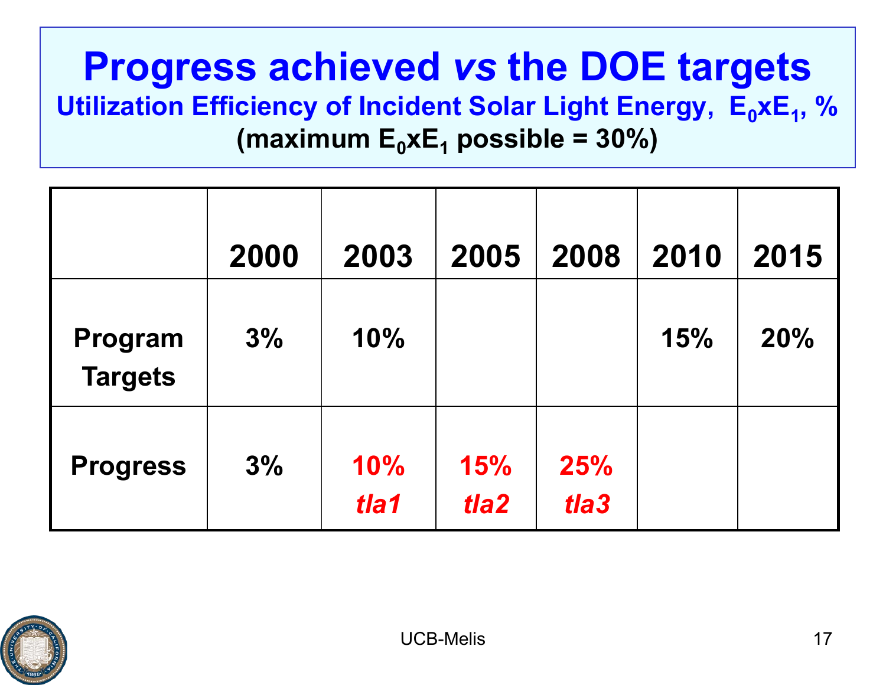# Progress achieved *vs* the DOE targets

**Utilization Efficiency of Incident Solar Light Energy, $E_0xE_1$, %**

**(maximum $E_0xE_1$ possible = 30%)**

| | 2000 | 2003 | 2005 | 2008 | 2010 | 2015 |
|---|---|---|---|---|---|---|
| Program Targets | 3% | 10% | | | 15% | 20% |
| Progress | 3% | 10% *tla1* | 15% *tla2* | 25% *tla3* | | |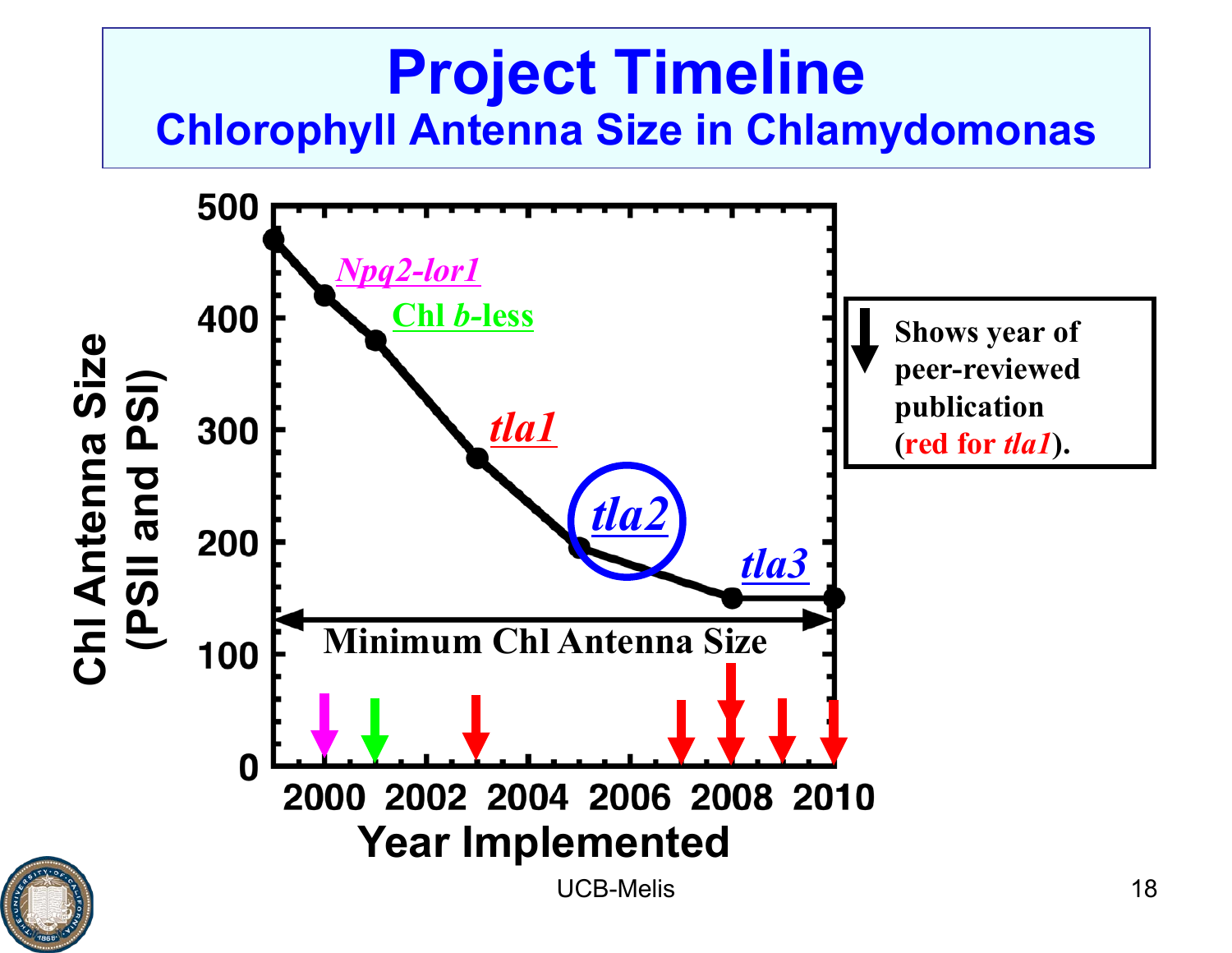# Project Timeline

## Chlorophyll Antenna Size in Chlamydomonas

Chl Antenna Size (PSII and PSI)

500, 400, 300, 200, 100, 0

*Npq2-lor1*

Chl *b*-less

*tla1*

*tla2*

*tla3*

Minimum Chl Antenna Size

2000 2002 2004 2006 2008 2010

Year Implemented

Shows year of peer-reviewed publication (red for *tla1*).

UCB-Melis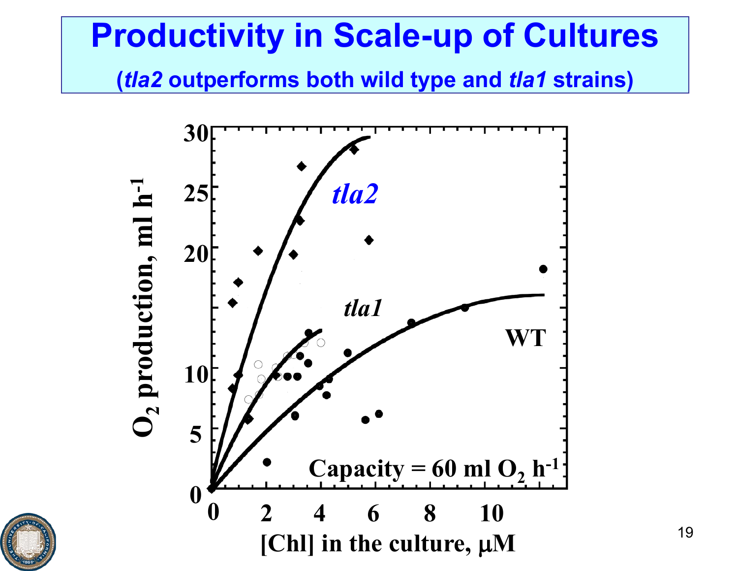# Productivity in Scale-up of Cultures

**(*tla2* outperforms both wild type and *tla1* strains)**

*tla2*

*tla1*

WT

Capacity = 60 ml $O_2$ $h^{-1}$

$O_2$ production, ml $h^{-1}$

[Chl] in the culture, μM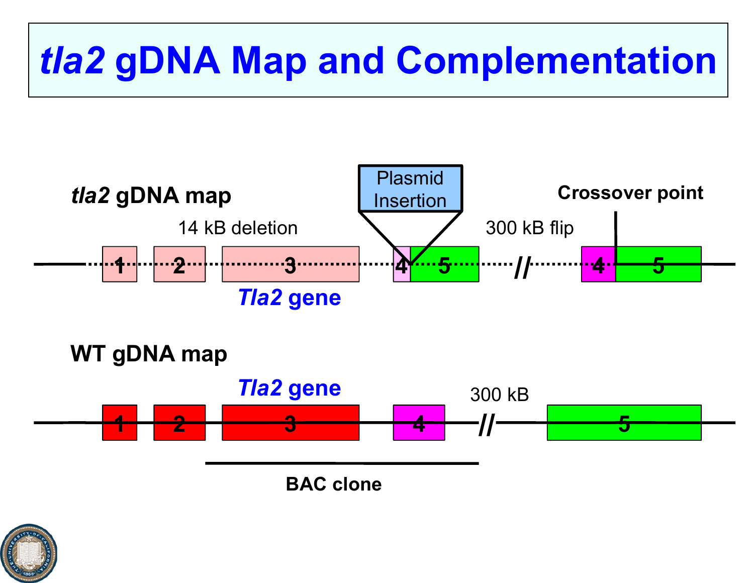# *tla2* gDNA Map and Complementation

***tla2* gDNA map**

Plasmid Insertion

14 kB deletion

300 kB flip

Crossover point

1 2 3 4 5 // 4 5

***Tla2* gene**

**WT gDNA map**

***Tla2* gene**

300 kB

1 2 3 4 // 5

**BAC clone**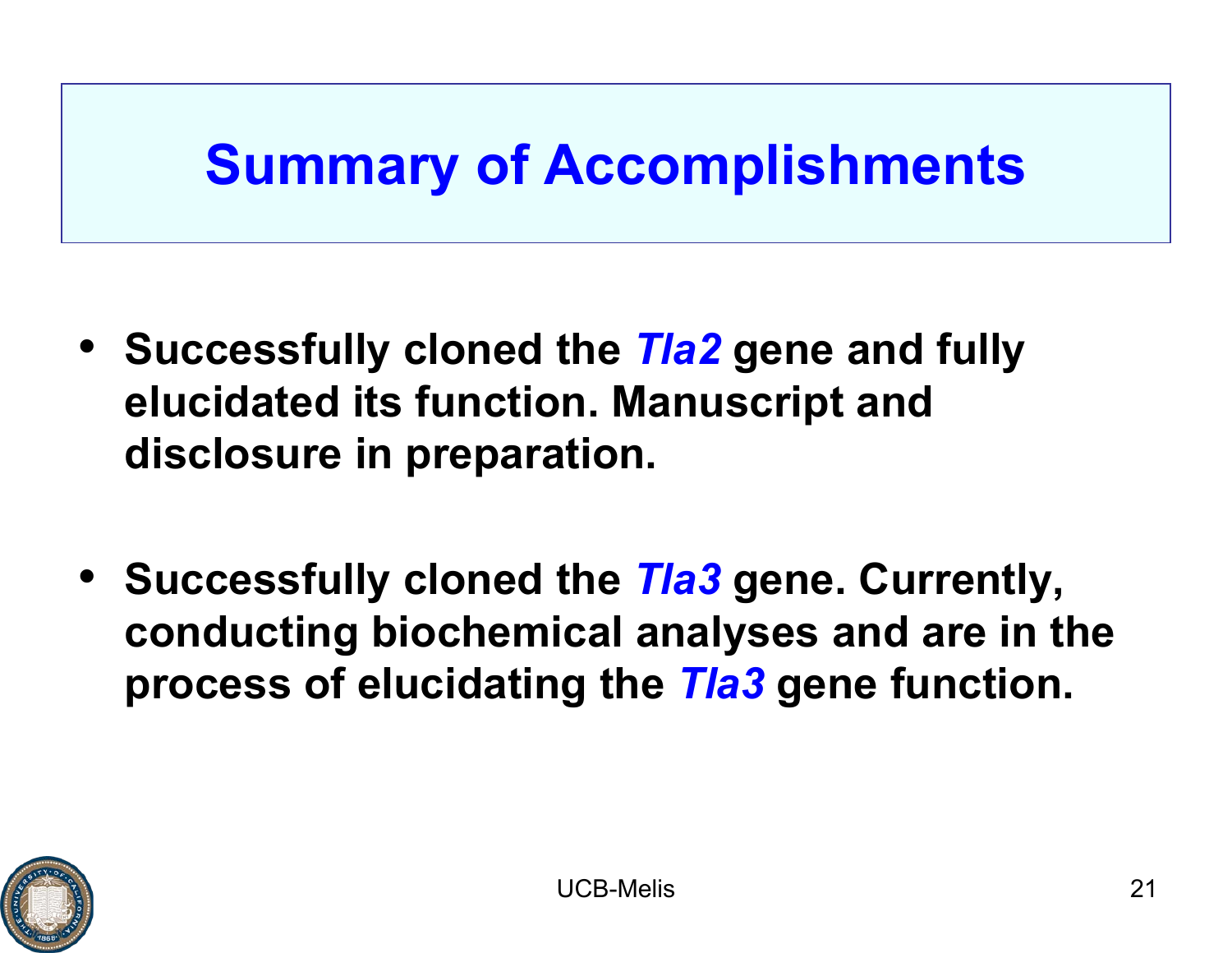# Summary of Accomplishments

- **Successfully cloned the *Tla2* gene and fully elucidated its function. Manuscript and disclosure in preparation.**

- **Successfully cloned the *Tla3* gene. Currently, conducting biochemical analyses and are in the process of elucidating the *Tla3* gene function.**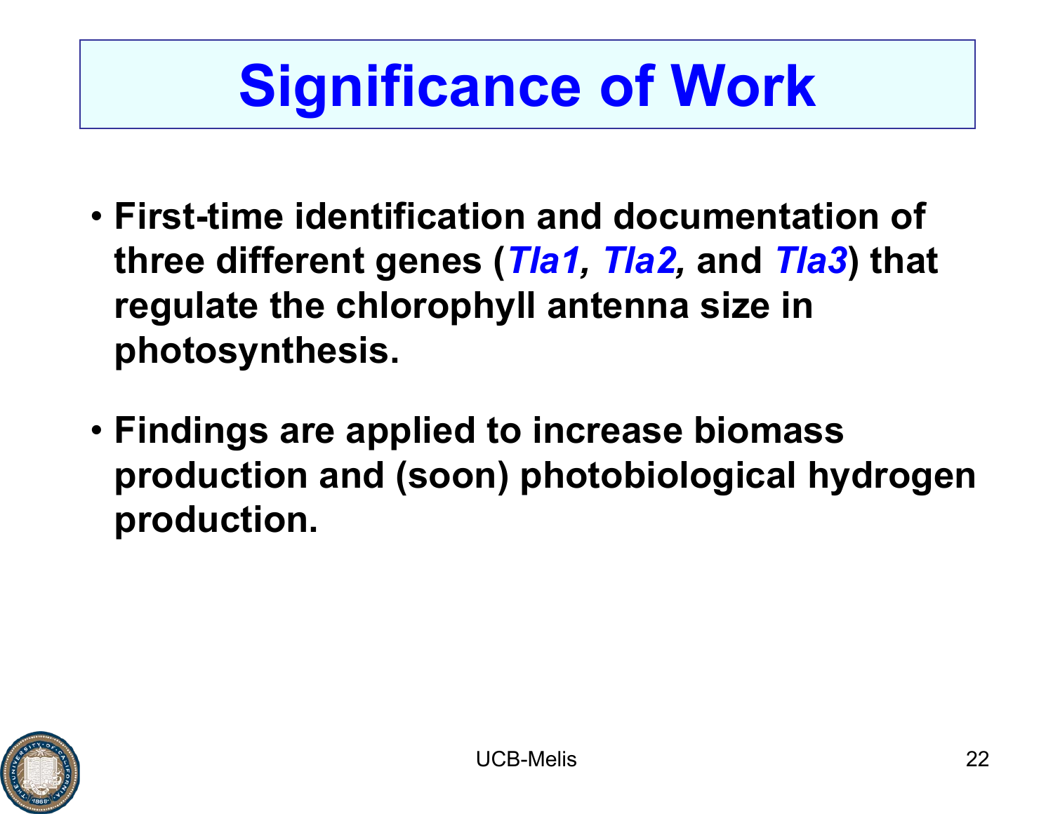# Significance of Work

- **First-time identification and documentation of three different genes (*Tla1, Tla2,* and *Tla3*) that regulate the chlorophyll antenna size in photosynthesis.**

- **Findings are applied to increase biomass production and (soon) photobiological hydrogen production.**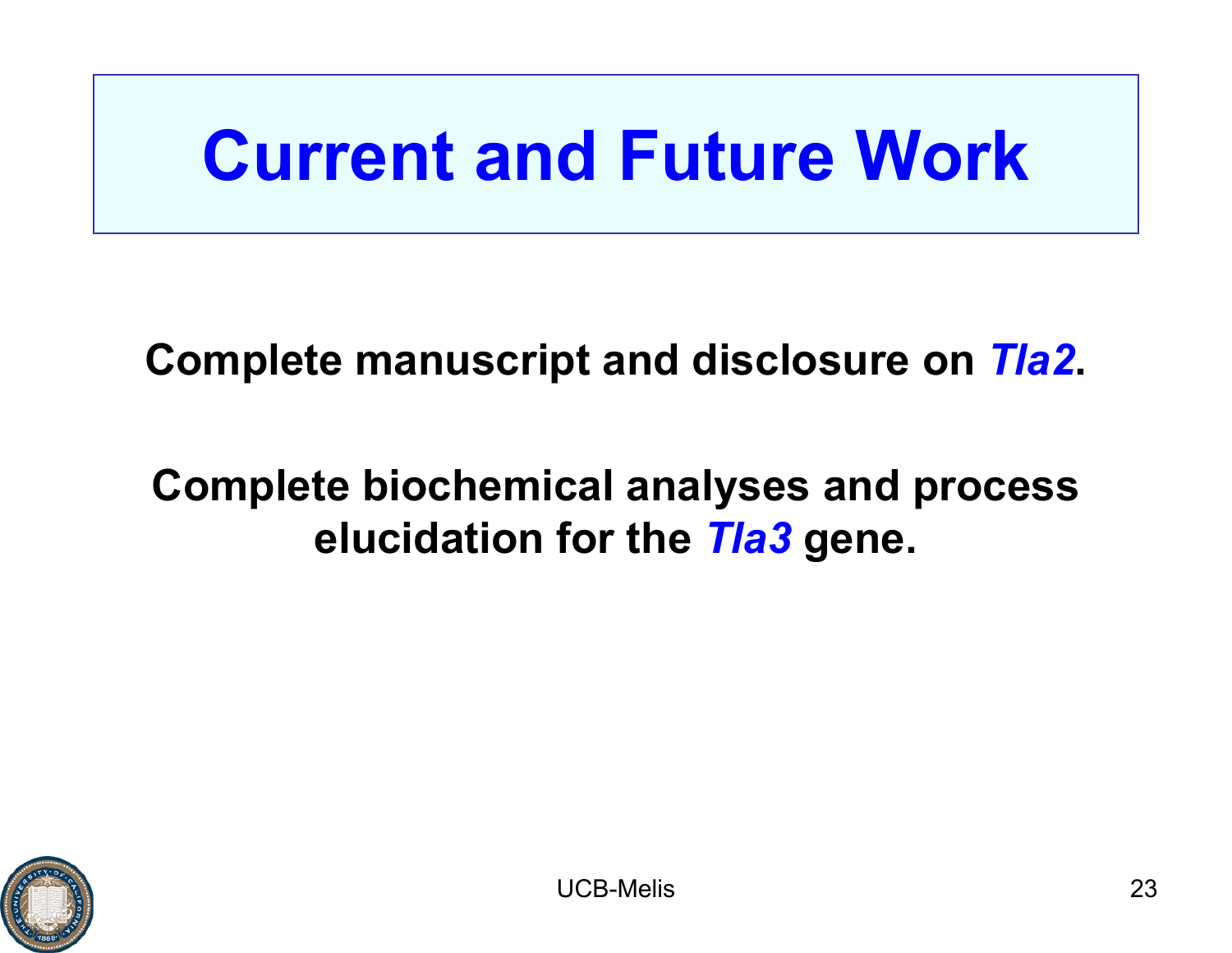# Current and Future Work

**Complete manuscript and disclosure on *Tla2*.**

**Complete biochemical analyses and process elucidation for the *Tla3* gene.**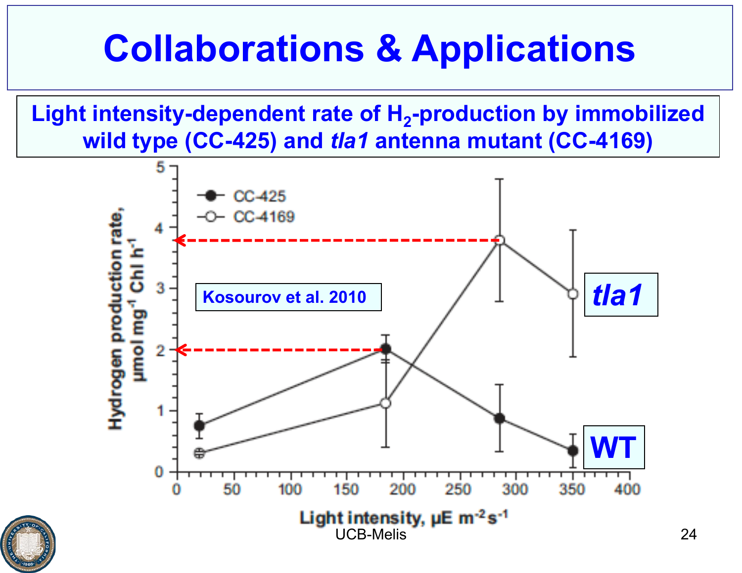# Collaborations & Applications

**Light intensity-dependent rate of $H_2$-production by immobilized wild type (CC-425) and *tla1* antenna mutant (CC-4169)**

Kosourov et al. 2010

Legend: CC-425 (filled circles), CC-4169 (open circles)

Y-axis: Hydrogen production rate, $\mu mol\ mg^{-1}\ Chl\ h^{-1}$

X-axis: Light intensity, $\mu E\ m^{-2} s^{-1}$

*tla1*

WT

UCB-Melis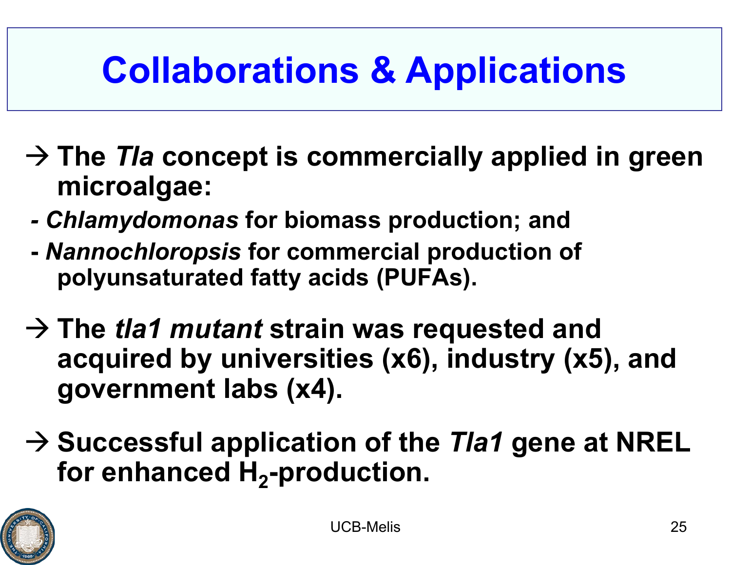# Collaborations & Applications

→ **The *Tla* concept is commercially applied in green microalgae:**

**- *Chlamydomonas* for biomass production; and**

**- *Nannochloropsis* for commercial production of polyunsaturated fatty acids (PUFAs).**

→ **The *tla1 mutant* strain was requested and acquired by universities (x6), industry (x5), and government labs (x4).**

→ **Successful application of the *Tla1* gene at NREL for enhanced $H_2$-production.**